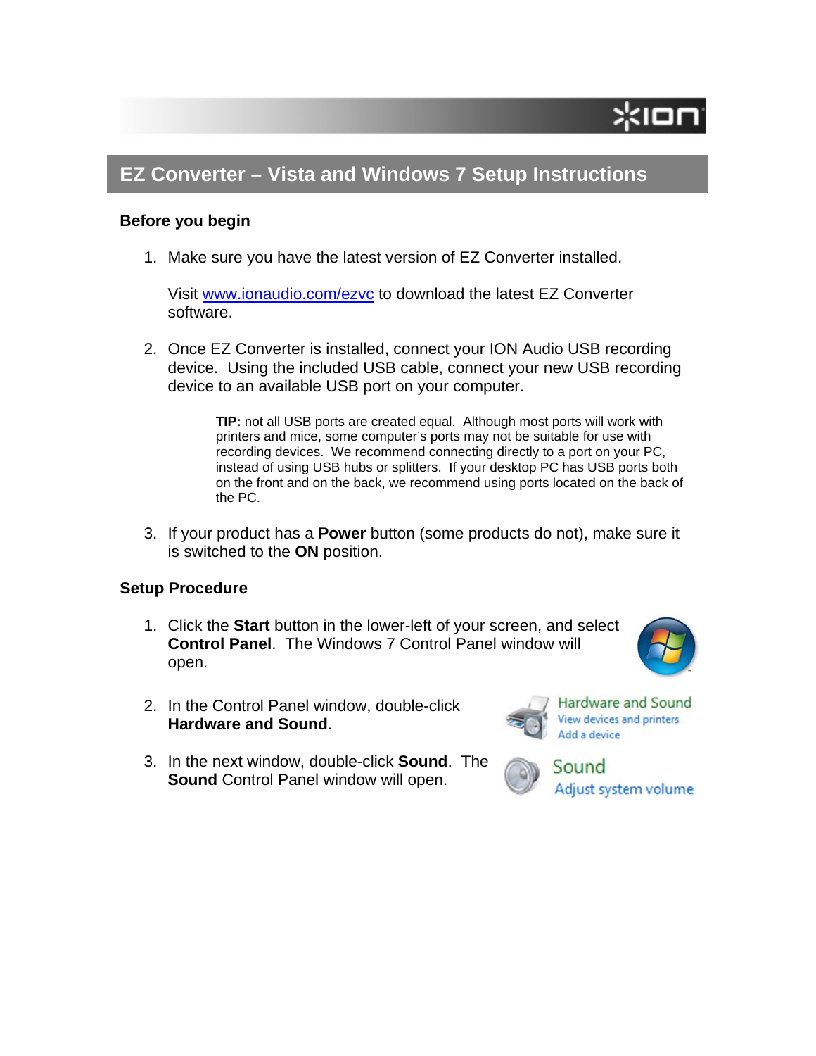# EZ Converter – Vista and Windows 7 Setup Instructions

## Before you begin

1. Make sure you have the latest version of EZ Converter installed.

   Visit [www.ionaudio.com/ezvc](http://www.ionaudio.com/ezvc) to download the latest EZ Converter software.

2. Once EZ Converter is installed, connect your ION Audio USB recording device. Using the included USB cable, connect your new USB recording device to an available USB port on your computer.

   > **TIP:** not all USB ports are created equal. Although most ports will work with printers and mice, some computer's ports may not be suitable for use with recording devices. We recommend connecting directly to a port on your PC, instead of using USB hubs or splitters. If your desktop PC has USB ports both on the front and on the back, we recommend using ports located on the back of the PC.

3. If your product has a **Power** button (some products do not), make sure it is switched to the **ON** position.

## Setup Procedure

1. Click the **Start** button in the lower-left of your screen, and select **Control Panel**. The Windows 7 Control Panel window will open.

2. In the Control Panel window, double-click **Hardware and Sound**.

   Hardware and Sound
   View devices and printers
   Add a device

3. In the next window, double-click **Sound**. The **Sound** Control Panel window will open.

   Sound
   Adjust system volume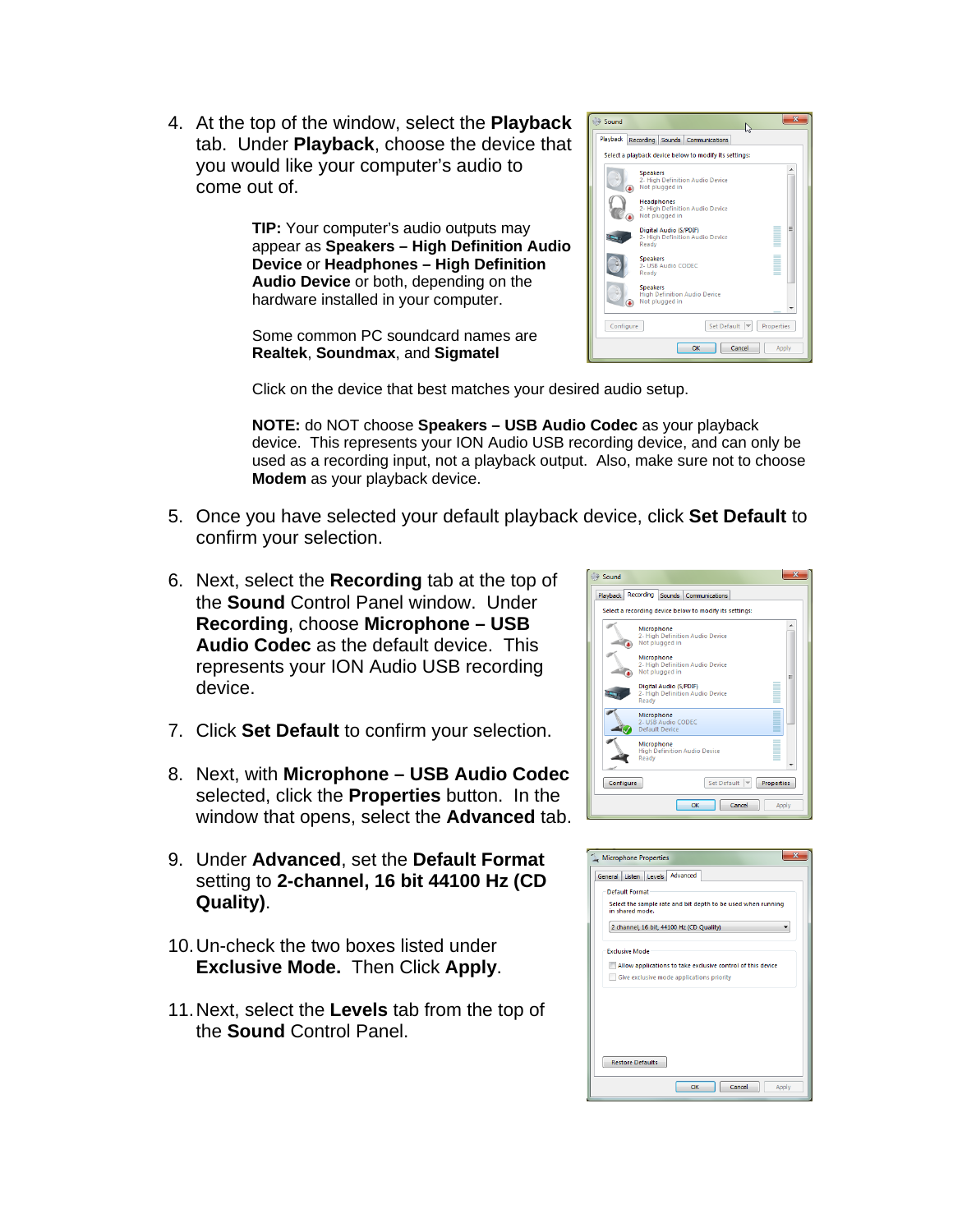4. At the top of the window, select the **Playback** tab. Under **Playback**, choose the device that you would like your computer's audio to come out of.

   **TIP:** Your computer's audio outputs may appear as **Speakers – High Definition Audio Device** or **Headphones – High Definition Audio Device** or both, depending on the hardware installed in your computer.

   Some common PC soundcard names are **Realtek**, **Soundmax**, and **Sigmatel**

   Click on the device that best matches your desired audio setup.

   **NOTE:** do NOT choose **Speakers – USB Audio Codec** as your playback device. This represents your ION Audio USB recording device, and can only be used as a recording input, not a playback output. Also, make sure not to choose **Modem** as your playback device.

5. Once you have selected your default playback device, click **Set Default** to confirm your selection.

6. Next, select the **Recording** tab at the top of the **Sound** Control Panel window. Under **Recording**, choose **Microphone – USB Audio Codec** as the default device. This represents your ION Audio USB recording device.

7. Click **Set Default** to confirm your selection.

8. Next, with **Microphone – USB Audio Codec** selected, click the **Properties** button. In the window that opens, select the **Advanced** tab.

9. Under **Advanced**, set the **Default Format** setting to **2-channel, 16 bit 44100 Hz (CD Quality)**.

10. Un-check the two boxes listed under **Exclusive Mode.** Then Click **Apply**.

11. Next, select the **Levels** tab from the top of the **Sound** Control Panel.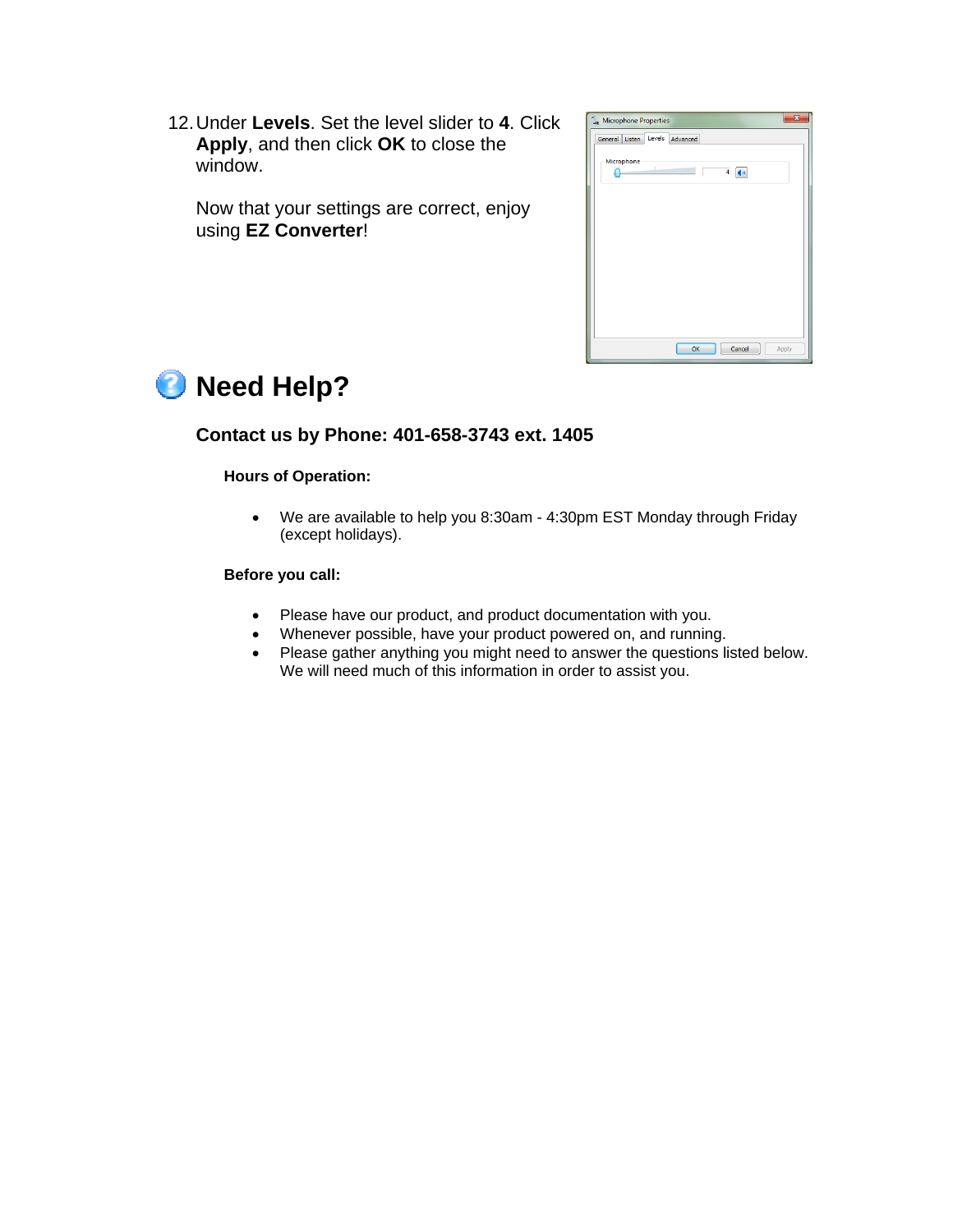12. Under **Levels**. Set the level slider to **4**. Click **Apply**, and then click **OK** to close the window.

    Now that your settings are correct, enjoy using **EZ Converter**!

# Need Help?

### Contact us by Phone: 401-658-3743 ext. 1405

**Hours of Operation:**

- We are available to help you 8:30am - 4:30pm EST Monday through Friday (except holidays).

**Before you call:**

- Please have our product, and product documentation with you.
- Whenever possible, have your product powered on, and running.
- Please gather anything you might need to answer the questions listed below. We will need much of this information in order to assist you.